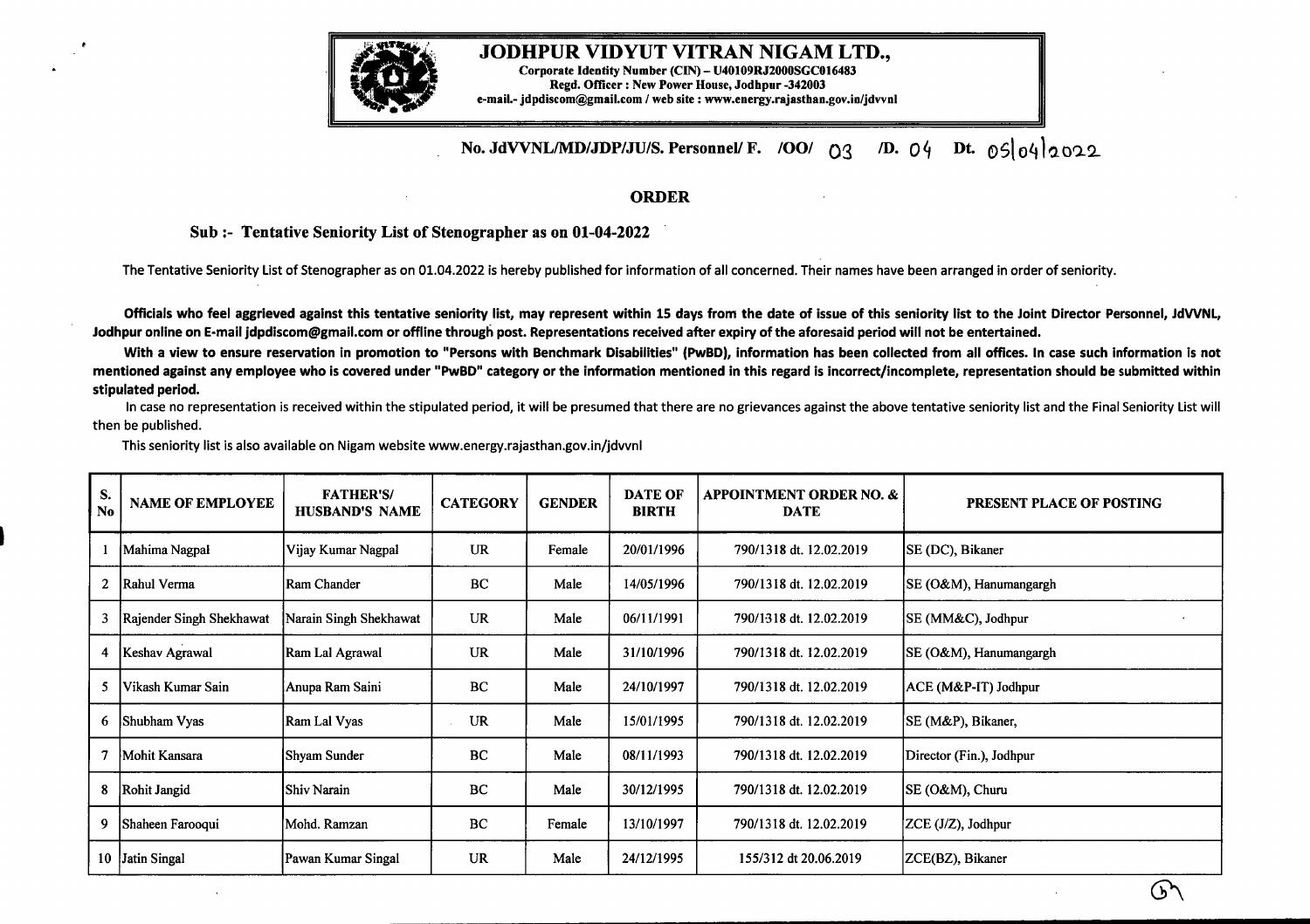# JODHPUR VIDYUT VITRAN NIGAM LTD.,

Corporate Identity Number (CIN) – U40109RJ2000SGC016483
Regd. Officer : New Power House, Jodhpur -342003
e-mail.- jdpdiscom@gmail.com / web site : www.energy.rajasthan.gov.in/jdvvnl

**No. JdVVNL/MD/JDP/JU/S. Personnel/ F. /OO/ 03 /D. 04 Dt. 05/04/2022**

## ORDER

**Sub :- Tentative Seniority List of Stenographer as on 01-04-2022**

The Tentative Seniority List of Stenographer as on 01.04.2022 is hereby published for information of all concerned. Their names have been arranged in order of seniority.

**Officials who feel aggrieved against this tentative seniority list, may represent within 15 days from the date of issue of this seniority list to the Joint Director Personnel, JdVVNL, Jodhpur online on E-mail jdpdiscom@gmail.com or offline through post. Representations received after expiry of the aforesaid period will not be entertained.**

**With a view to ensure reservation in promotion to "Persons with Benchmark Disabilities" (PwBD), information has been collected from all offices. In case such information is not mentioned against any employee who is covered under "PwBD" category or the information mentioned in this regard is incorrect/incomplete, representation should be submitted within stipulated period.**

In case no representation is received within the stipulated period, it will be presumed that there are no grievances against the above tentative seniority list and the Final Seniority List will then be published.

This seniority list is also available on Nigam website www.energy.rajasthan.gov.in/jdvvnl

| S. No | NAME OF EMPLOYEE | FATHER'S/ HUSBAND'S NAME | CATEGORY | GENDER | DATE OF BIRTH | APPOINTMENT ORDER NO. & DATE | PRESENT PLACE OF POSTING |
|---|---|---|---|---|---|---|---|
| 1 | Mahima Nagpal | Vijay Kumar Nagpal | UR | Female | 20/01/1996 | 790/1318 dt. 12.02.2019 | SE (DC), Bikaner |
| 2 | Rahul Verma | Ram Chander | BC | Male | 14/05/1996 | 790/1318 dt. 12.02.2019 | SE (O&M), Hanumangargh |
| 3 | Rajender Singh Shekhawat | Narain Singh Shekhawat | UR | Male | 06/11/1991 | 790/1318 dt. 12.02.2019 | SE (MM&C), Jodhpur |
| 4 | Keshav Agrawal | Ram Lal Agrawal | UR | Male | 31/10/1996 | 790/1318 dt. 12.02.2019 | SE (O&M), Hanumangargh |
| 5 | Vikash Kumar Sain | Anupa Ram Saini | BC | Male | 24/10/1997 | 790/1318 dt. 12.02.2019 | ACE (M&P-IT) Jodhpur |
| 6 | Shubham Vyas | Ram Lal Vyas | UR | Male | 15/01/1995 | 790/1318 dt. 12.02.2019 | SE (M&P), Bikaner, |
| 7 | Mohit Kansara | Shyam Sunder | BC | Male | 08/11/1993 | 790/1318 dt. 12.02.2019 | Director (Fin.), Jodhpur |
| 8 | Rohit Jangid | Shiv Narain | BC | Male | 30/12/1995 | 790/1318 dt. 12.02.2019 | SE (O&M), Churu |
| 9 | Shaheen Farooqui | Mohd. Ramzan | BC | Female | 13/10/1997 | 790/1318 dt. 12.02.2019 | ZCE (J/Z), Jodhpur |
| 10 | Jatin Singal | Pawan Kumar Singal | UR | Male | 24/12/1995 | 155/312 dt 20.06.2019 | ZCE(BZ), Bikaner |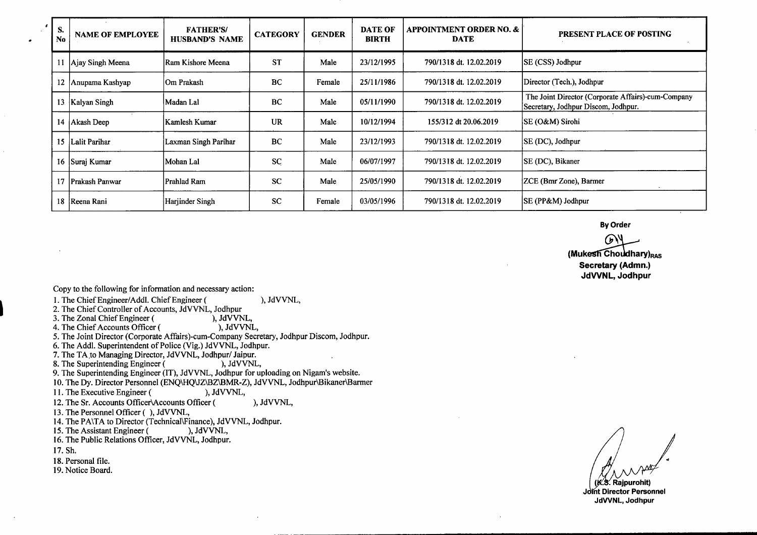| S. No | NAME OF EMPLOYEE | FATHER'S/ HUSBAND'S NAME | CATEGORY | GENDER | DATE OF BIRTH | APPOINTMENT ORDER NO. & DATE | PRESENT PLACE OF POSTING |
|---|---|---|---|---|---|---|---|
| 11 | Ajay Singh Meena | Ram Kishore Meena | ST | Male | 23/12/1995 | 790/1318 dt. 12.02.2019 | SE (CSS) Jodhpur |
| 12 | Anupama Kashyap | Om Prakash | BC | Female | 25/11/1986 | 790/1318 dt. 12.02.2019 | Director (Tech.), Jodhpur |
| 13 | Kalyan Singh | Madan Lal | BC | Male | 05/11/1990 | 790/1318 dt. 12.02.2019 | The Joint Director (Corporate Affairs)-cum-Company Secretary, Jodhpur Discom, Jodhpur. |
| 14 | Akash Deep | Kamlesh Kumar | UR | Male | 10/12/1994 | 155/312 dt 20.06.2019 | SE (O&M) Sirohi |
| 15 | Lalit Parihar | Laxman Singh Parihar | BC | Male | 23/12/1993 | 790/1318 dt. 12.02.2019 | SE (DC), Jodhpur |
| 16 | Suraj Kumar | Mohan Lal | SC | Male | 06/07/1997 | 790/1318 dt. 12.02.2019 | SE (DC), Bikaner |
| 17 | Prakash Panwar | Prahlad Ram | SC | Male | 25/05/1990 | 790/1318 dt. 12.02.2019 | ZCE (Bmr Zone), Barmer |
| 18 | Reena Rani | Harjinder Singh | SC | Female | 03/05/1996 | 790/1318 dt. 12.02.2019 | SE (PP&M) Jodhpur |

**By Order**

(Mukesh Choudhary)RAS
**Secretary (Admn.)**
**JdVVNL, Jodhpur**

Copy to the following for information and necessary action:

1. The Chief Engineer/Addl. Chief Engineer ( ), JdVVNL,
2. The Chief Controller of Accounts, JdVVNL, Jodhpur
3. The Zonal Chief Engineer ( ), JdVVNL,
4. The Chief Accounts Officer ( ), JdVVNL,
5. The Joint Director (Corporate Affairs)-cum-Company Secretary, Jodhpur Discom, Jodhpur.
6. The Addl. Superintendent of Police (Vig.) JdVVNL, Jodhpur.
7. The TA to Managing Director, JdVVNL, Jodhpur/ Jaipur.
8. The Superintending Engineer ( ), JdVVNL,
9. The Superintending Engineer (IT), JdVVNL, Jodhpur for uploading on Nigam's website.
10. The Dy. Director Personnel (ENQ\HQ\JZ\BZ\BMR-Z), JdVVNL, Jodhpur\Bikaner\Barmer
11. The Executive Engineer ( ), JdVVNL,
12. The Sr. Accounts Officer\Accounts Officer ( ), JdVVNL,
13. The Personnel Officer ( ), JdVVNL,
14. The PA\TA to Director (Technical\Finance), JdVVNL, Jodhpur.
15. The Assistant Engineer ( ), JdVVNL,
16. The Public Relations Officer, JdVVNL, Jodhpur.
17. Sh.
18. Personal file.
19. Notice Board.

(K.S. Rajpurohit)
**Joint Director Personnel**
**JdVVNL, Jodhpur**